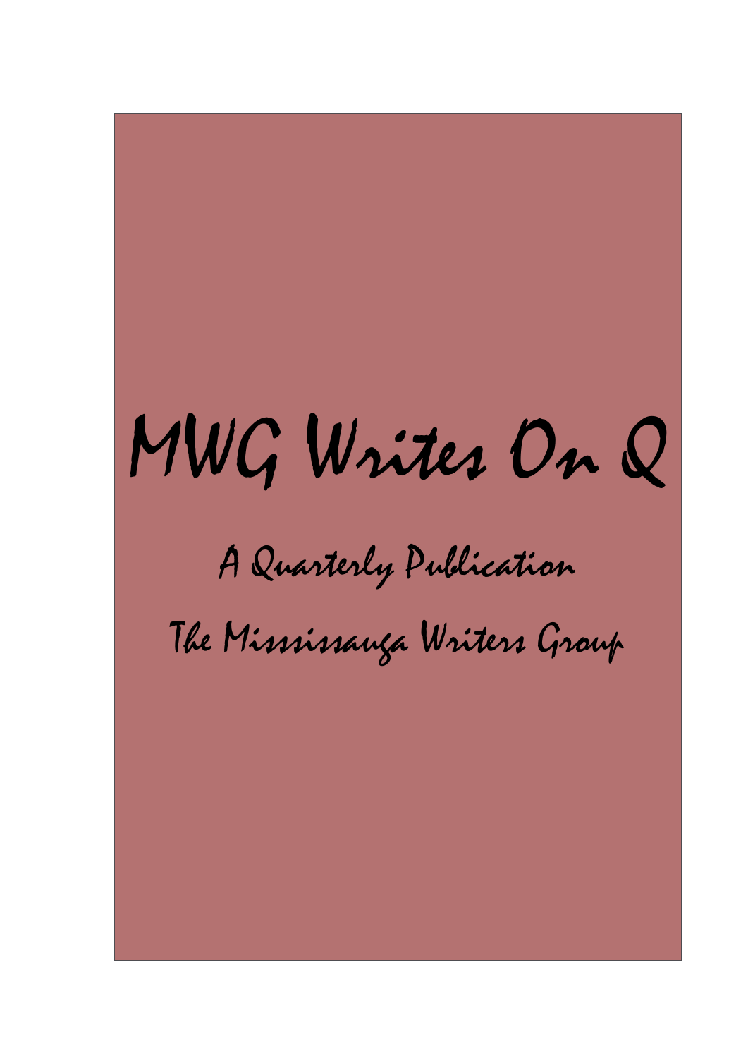# MWG Writes On Q

## A Quarterly Publication

## The Mississauga Writers Group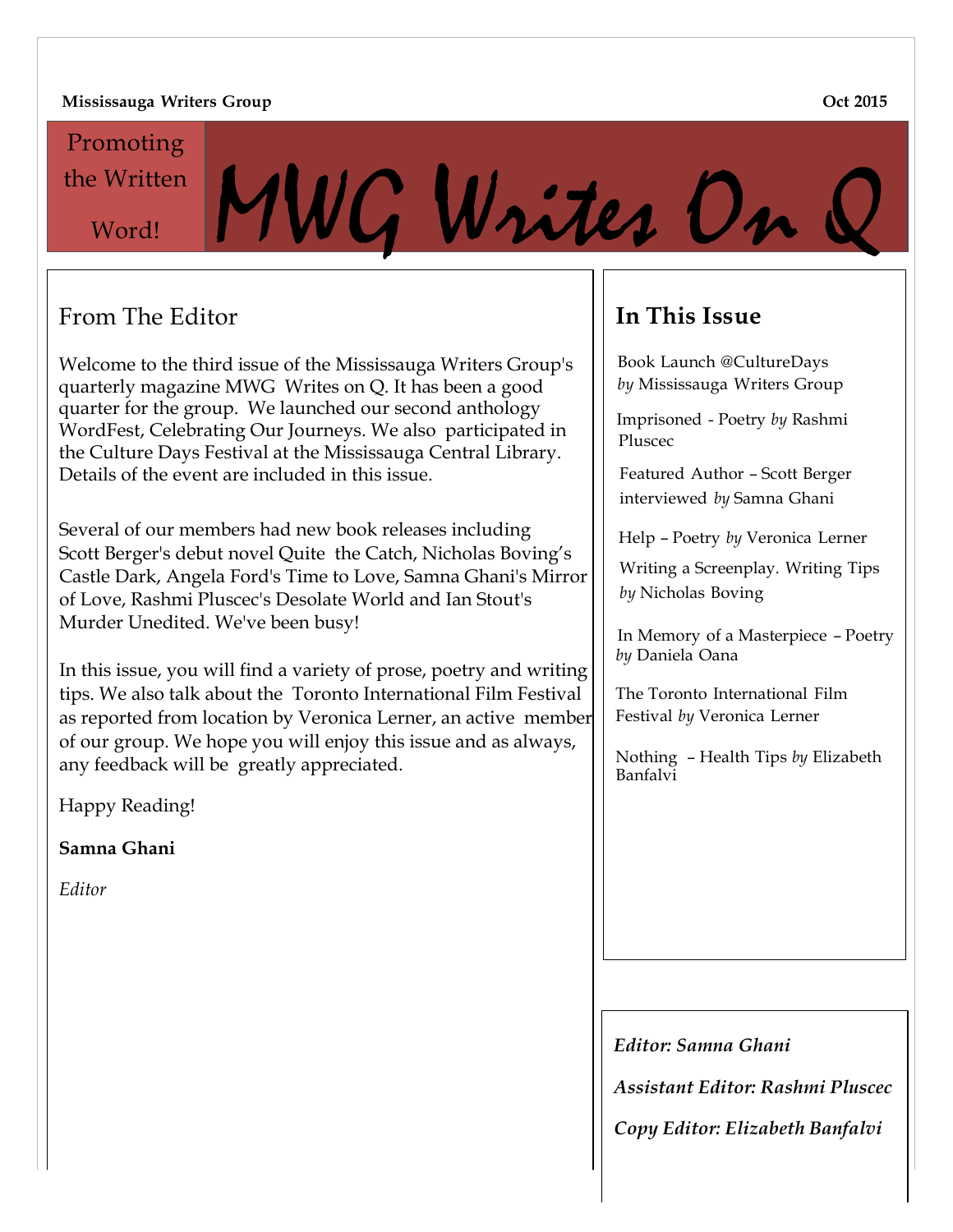**Mississauga Writers Group** **Oct 2015**

Promoting the Written Word!

# MWG Writes On Q

## From The Editor

Welcome to the third issue of the Mississauga Writers Group's quarterly magazine MWG Writes on Q. It has been a good quarter for the group. We launched our second anthology WordFest, Celebrating Our Journeys. We also participated in the Culture Days Festival at the Mississauga Central Library. Details of the event are included in this issue.

Several of our members had new book releases including Scott Berger's debut novel Quite the Catch, Nicholas Boving's Castle Dark, Angela Ford's Time to Love, Samna Ghani's Mirror of Love, Rashmi Pluscec's Desolate World and Ian Stout's Murder Unedited. We've been busy!

In this issue, you will find a variety of prose, poetry and writing tips. We also talk about the Toronto International Film Festival as reported from location by Veronica Lerner, an active member of our group. We hope you will enjoy this issue and as always, any feedback will be greatly appreciated.

Happy Reading!

**Samna Ghani**

*Editor*

## In This Issue

Book Launch @CultureDays *by* Mississauga Writers Group

Imprisoned - Poetry *by* Rashmi Pluscec

Featured Author – Scott Berger interviewed *by* Samna Ghani

Help – Poetry *by* Veronica Lerner

Writing a Screenplay. Writing Tips *by* Nicholas Boving

In Memory of a Masterpiece – Poetry *by* Daniela Oana

The Toronto International Film Festival *by* Veronica Lerner

Nothing – Health Tips *by* Elizabeth Banfalvi

***Editor: Samna Ghani***

***Assistant Editor: Rashmi Pluscec***

***Copy Editor: Elizabeth Banfalvi***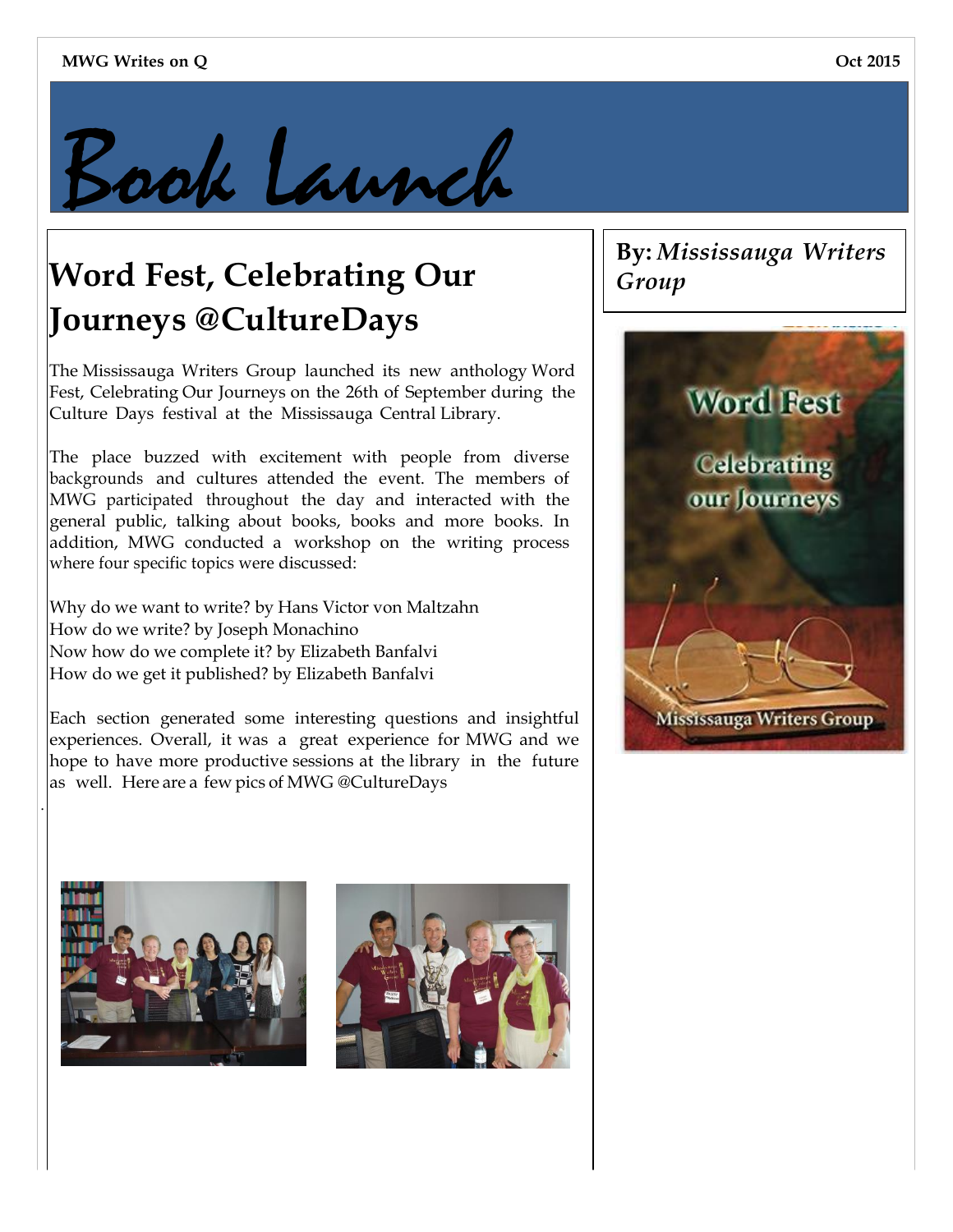# Book Launch

## Word Fest, Celebrating Our Journeys @CultureDays

**By:** *Mississauga Writers Group*

The Mississauga Writers Group launched its new anthology Word Fest, Celebrating Our Journeys on the 26th of September during the Culture Days festival at the Mississauga Central Library.

The place buzzed with excitement with people from diverse backgrounds and cultures attended the event. The members of MWG participated throughout the day and interacted with the general public, talking about books, books and more books. In addition, MWG conducted a workshop on the writing process where four specific topics were discussed:

Why do we want to write? by Hans Victor von Maltzahn
How do we write? by Joseph Monachino
Now how do we complete it? by Elizabeth Banfalvi
How do we get it published? by Elizabeth Banfalvi

Each section generated some interesting questions and insightful experiences. Overall, it was a great experience for MWG and we hope to have more productive sessions at the library in the future as well. Here are a few pics of MWG @CultureDays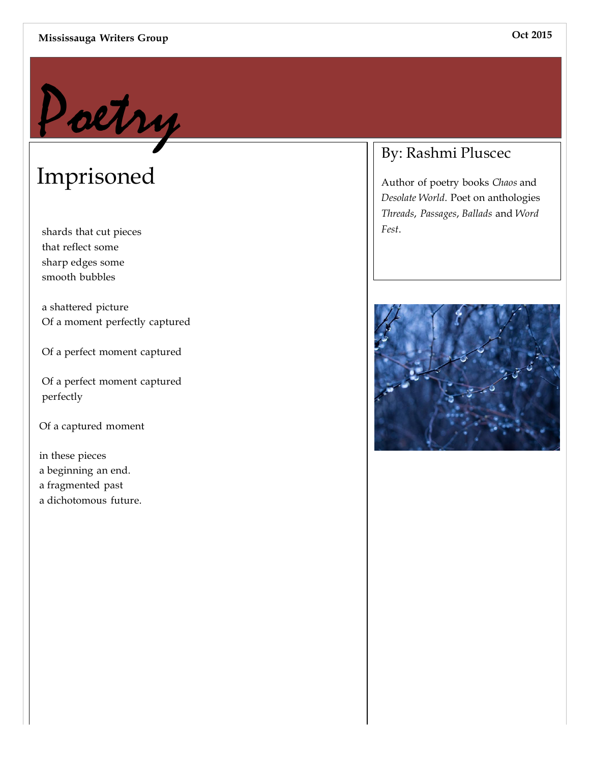# Poetry

## Imprisoned

shards that cut pieces
that reflect some
sharp edges some
smooth bubbles

a shattered picture
Of a moment perfectly captured

Of a perfect moment captured

Of a perfect moment captured
perfectly

Of a captured moment

in these pieces
a beginning an end.
a fragmented past
a dichotomous future.

### By: Rashmi Pluscec

Author of poetry books *Chaos* and *Desolate World*. Poet on anthologies *Threads*, *Passages*, *Ballads* and *Word Fest*.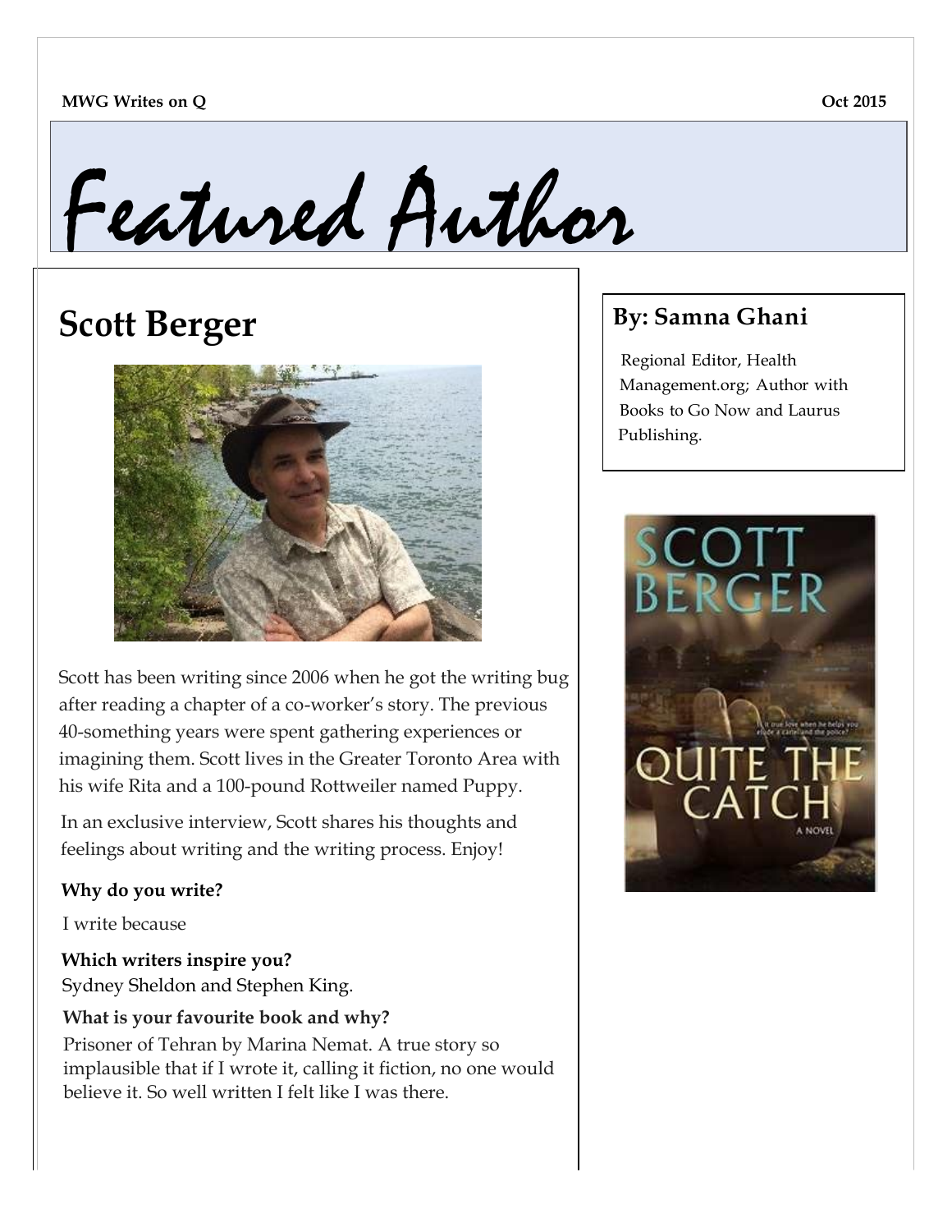# Featured Author

## Scott Berger

Scott has been writing since 2006 when he got the writing bug after reading a chapter of a co-worker's story. The previous 40-something years were spent gathering experiences or imagining them. Scott lives in the Greater Toronto Area with his wife Rita and a 100-pound Rottweiler named Puppy.

In an exclusive interview, Scott shares his thoughts and feelings about writing and the writing process. Enjoy!

**Why do you write?**

I write because

**Which writers inspire you?**

Sydney Sheldon and Stephen King.

**What is your favourite book and why?**

Prisoner of Tehran by Marina Nemat. A true story so implausible that if I wrote it, calling it fiction, no one would believe it. So well written I felt like I was there.

### By: Samna Ghani

Regional Editor, Health Management.org; Author with Books to Go Now and Laurus Publishing.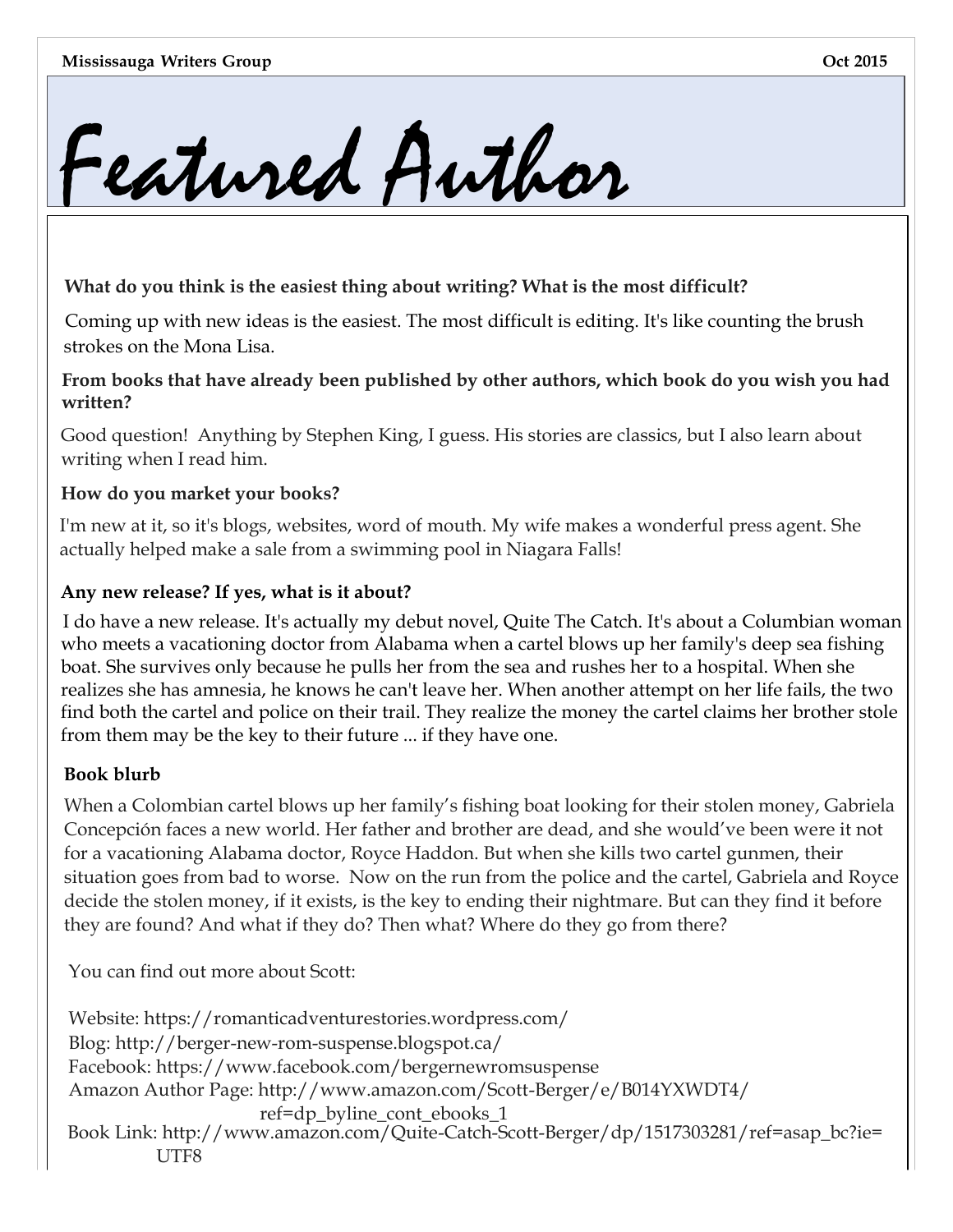# Featured Author

**What do you think is the easiest thing about writing? What is the most difficult?**

Coming up with new ideas is the easiest. The most difficult is editing. It's like counting the brush strokes on the Mona Lisa.

**From books that have already been published by other authors, which book do you wish you had written?**

Good question! Anything by Stephen King, I guess. His stories are classics, but I also learn about writing when I read him.

**How do you market your books?**

I'm new at it, so it's blogs, websites, word of mouth. My wife makes a wonderful press agent. She actually helped make a sale from a swimming pool in Niagara Falls!

**Any new release? If yes, what is it about?**

I do have a new release. It's actually my debut novel, Quite The Catch. It's about a Columbian woman who meets a vacationing doctor from Alabama when a cartel blows up her family's deep sea fishing boat. She survives only because he pulls her from the sea and rushes her to a hospital. When she realizes she has amnesia, he knows he can't leave her. When another attempt on her life fails, the two find both the cartel and police on their trail. They realize the money the cartel claims her brother stole from them may be the key to their future ... if they have one.

**Book blurb**

When a Colombian cartel blows up her family's fishing boat looking for their stolen money, Gabriela Concepción faces a new world. Her father and brother are dead, and she would've been were it not for a vacationing Alabama doctor, Royce Haddon. But when she kills two cartel gunmen, their situation goes from bad to worse. Now on the run from the police and the cartel, Gabriela and Royce decide the stolen money, if it exists, is the key to ending their nightmare. But can they find it before they are found? And what if they do? Then what? Where do they go from there?

You can find out more about Scott:

Website: https://romanticadventurestories.wordpress.com/
Blog: http://berger-new-rom-suspense.blogspot.ca/
Facebook: https://www.facebook.com/bergernewromsuspense
Amazon Author Page: http://www.amazon.com/Scott-Berger/e/B014YXWDT4/ref=dp_byline_cont_ebooks_1
Book Link: http://www.amazon.com/Quite-Catch-Scott-Berger/dp/1517303281/ref=asap_bc?ie=UTF8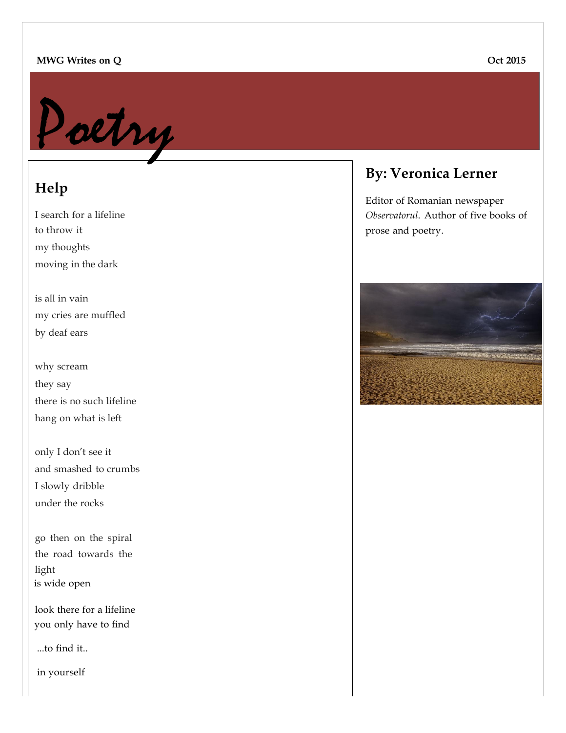# Poetry

## Help

I search for a lifeline
to throw it
my thoughts
moving in the dark

is all in vain
my cries are muffled
by deaf ears

why scream
they say
there is no such lifeline
hang on what is left

only I don't see it
and smashed to crumbs
I slowly dribble
under the rocks

go then on the spiral
the road towards the
light
is wide open

look there for a lifeline
you only have to find

...to find it..

in yourself

## By: Veronica Lerner

Editor of Romanian newspaper *Observatorul*. Author of five books of prose and poetry.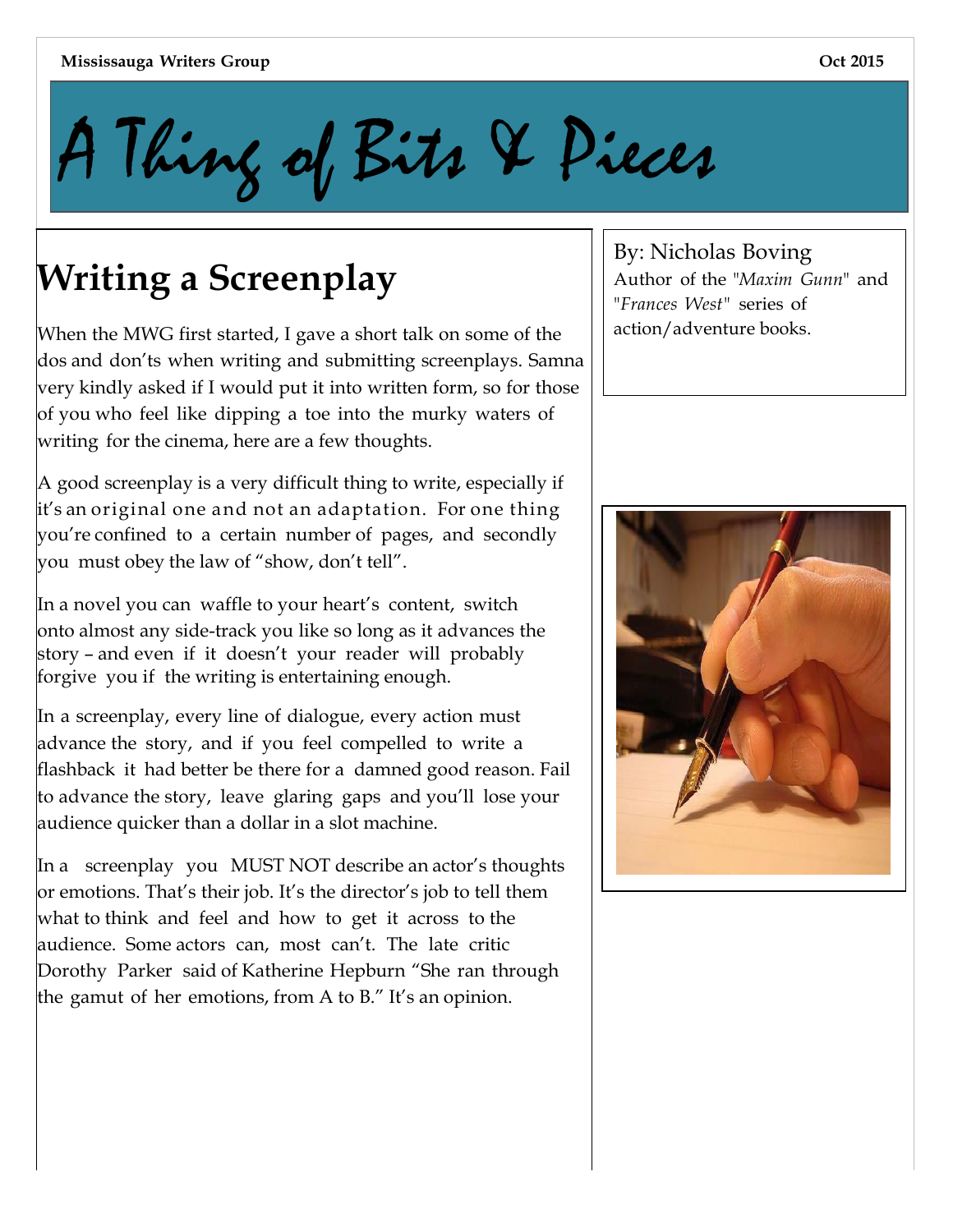# A Thing of Bits & Pieces

## Writing a Screenplay

By: Nicholas Boving
Author of the "*Maxim Gunn*" and "*Frances West*" series of action/adventure books.

When the MWG first started, I gave a short talk on some of the dos and don'ts when writing and submitting screenplays. Samna very kindly asked if I would put it into written form, so for those of you who feel like dipping a toe into the murky waters of writing for the cinema, here are a few thoughts.

A good screenplay is a very difficult thing to write, especially if it's an original one and not an adaptation. For one thing you're confined to a certain number of pages, and secondly you must obey the law of "show, don't tell".

In a novel you can waffle to your heart's content, switch onto almost any side-track you like so long as it advances the story – and even if it doesn't your reader will probably forgive you if the writing is entertaining enough.

In a screenplay, every line of dialogue, every action must advance the story, and if you feel compelled to write a flashback it had better be there for a damned good reason. Fail to advance the story, leave glaring gaps and you'll lose your audience quicker than a dollar in a slot machine.

In a screenplay you MUST NOT describe an actor's thoughts or emotions. That's their job. It's the director's job to tell them what to think and feel and how to get it across to the audience. Some actors can, most can't. The late critic Dorothy Parker said of Katherine Hepburn "She ran through the gamut of her emotions, from A to B." It's an opinion.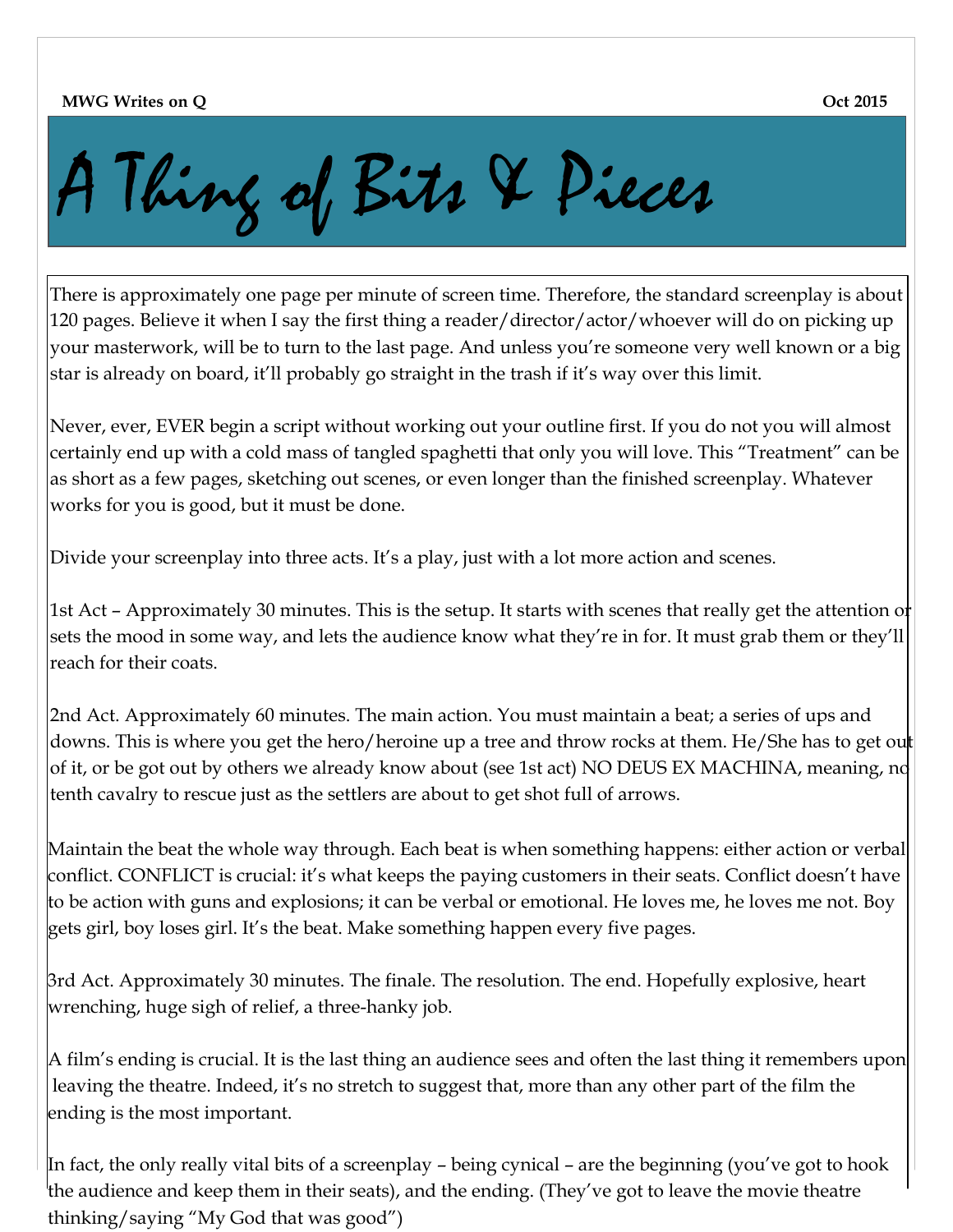# A Thing of Bits & Pieces

There is approximately one page per minute of screen time. Therefore, the standard screenplay is about 120 pages. Believe it when I say the first thing a reader/director/actor/whoever will do on picking up your masterwork, will be to turn to the last page. And unless you're someone very well known or a big star is already on board, it'll probably go straight in the trash if it's way over this limit.

Never, ever, EVER begin a script without working out your outline first. If you do not you will almost certainly end up with a cold mass of tangled spaghetti that only you will love. This "Treatment" can be as short as a few pages, sketching out scenes, or even longer than the finished screenplay. Whatever works for you is good, but it must be done.

Divide your screenplay into three acts. It's a play, just with a lot more action and scenes.

1st Act – Approximately 30 minutes. This is the setup. It starts with scenes that really get the attention or sets the mood in some way, and lets the audience know what they're in for. It must grab them or they'll reach for their coats.

2nd Act. Approximately 60 minutes. The main action. You must maintain a beat; a series of ups and downs. This is where you get the hero/heroine up a tree and throw rocks at them. He/She has to get out of it, or be got out by others we already know about (see 1st act) NO DEUS EX MACHINA, meaning, no tenth cavalry to rescue just as the settlers are about to get shot full of arrows.

Maintain the beat the whole way through. Each beat is when something happens: either action or verbal conflict. CONFLICT is crucial: it's what keeps the paying customers in their seats. Conflict doesn't have to be action with guns and explosions; it can be verbal or emotional. He loves me, he loves me not. Boy gets girl, boy loses girl. It's the beat. Make something happen every five pages.

3rd Act. Approximately 30 minutes. The finale. The resolution. The end. Hopefully explosive, heart wrenching, huge sigh of relief, a three-hanky job.

A film's ending is crucial. It is the last thing an audience sees and often the last thing it remembers upon leaving the theatre. Indeed, it's no stretch to suggest that, more than any other part of the film the ending is the most important.

In fact, the only really vital bits of a screenplay – being cynical – are the beginning (you've got to hook the audience and keep them in their seats), and the ending. (They've got to leave the movie theatre thinking/saying "My God that was good")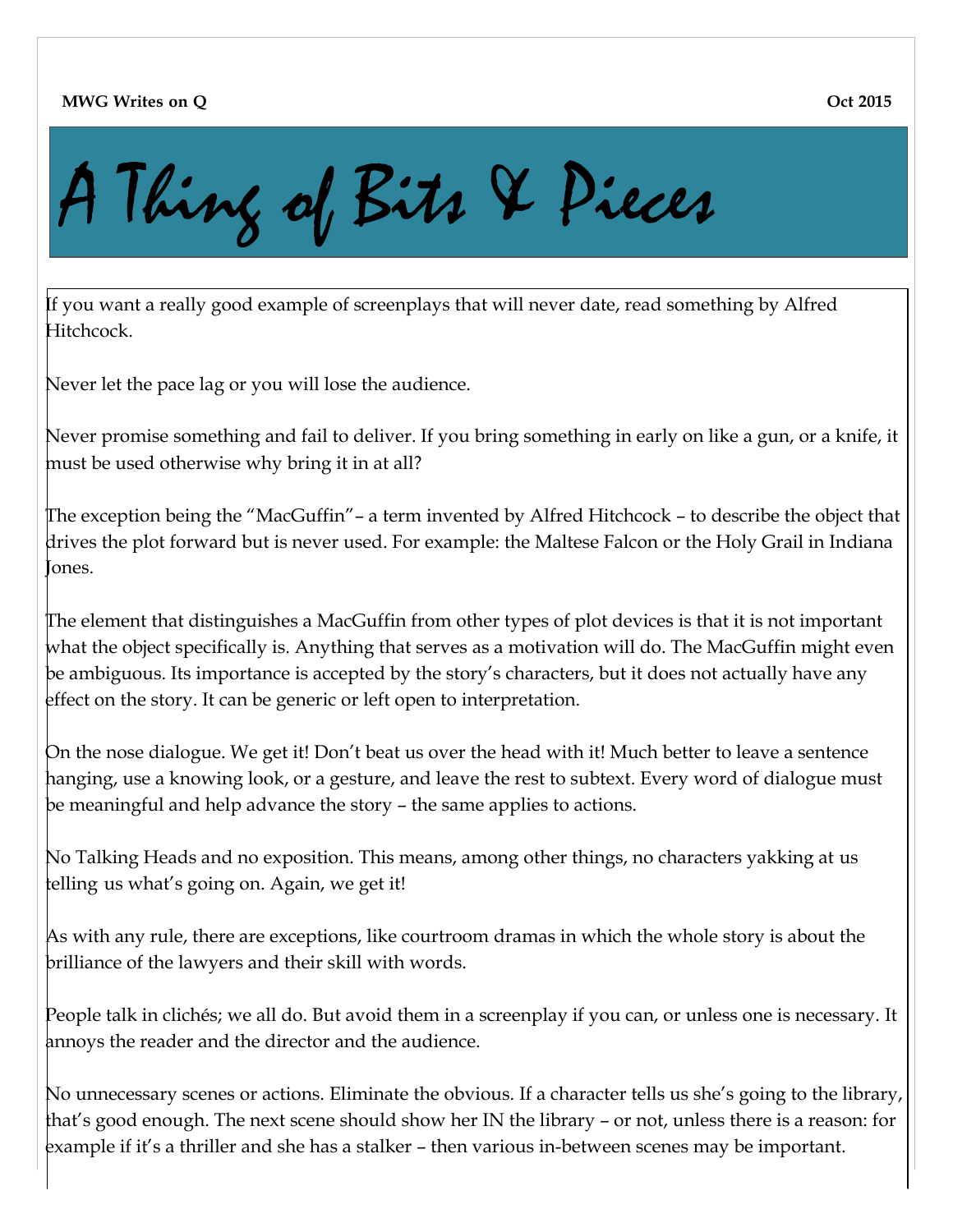# A Thing of Bits & Pieces

If you want a really good example of screenplays that will never date, read something by Alfred Hitchcock.

Never let the pace lag or you will lose the audience.

Never promise something and fail to deliver. If you bring something in early on like a gun, or a knife, it must be used otherwise why bring it in at all?

The exception being the "MacGuffin"– a term invented by Alfred Hitchcock – to describe the object that drives the plot forward but is never used. For example: the Maltese Falcon or the Holy Grail in Indiana Jones.

The element that distinguishes a MacGuffin from other types of plot devices is that it is not important what the object specifically is. Anything that serves as a motivation will do. The MacGuffin might even be ambiguous. Its importance is accepted by the story's characters, but it does not actually have any effect on the story. It can be generic or left open to interpretation.

On the nose dialogue. We get it! Don't beat us over the head with it! Much better to leave a sentence hanging, use a knowing look, or a gesture, and leave the rest to subtext. Every word of dialogue must be meaningful and help advance the story – the same applies to actions.

No Talking Heads and no exposition. This means, among other things, no characters yakking at us telling us what's going on. Again, we get it!

As with any rule, there are exceptions, like courtroom dramas in which the whole story is about the brilliance of the lawyers and their skill with words.

People talk in clichés; we all do. But avoid them in a screenplay if you can, or unless one is necessary. It annoys the reader and the director and the audience.

No unnecessary scenes or actions. Eliminate the obvious. If a character tells us she's going to the library, that's good enough. The next scene should show her IN the library – or not, unless there is a reason: for example if it's a thriller and she has a stalker – then various in-between scenes may be important.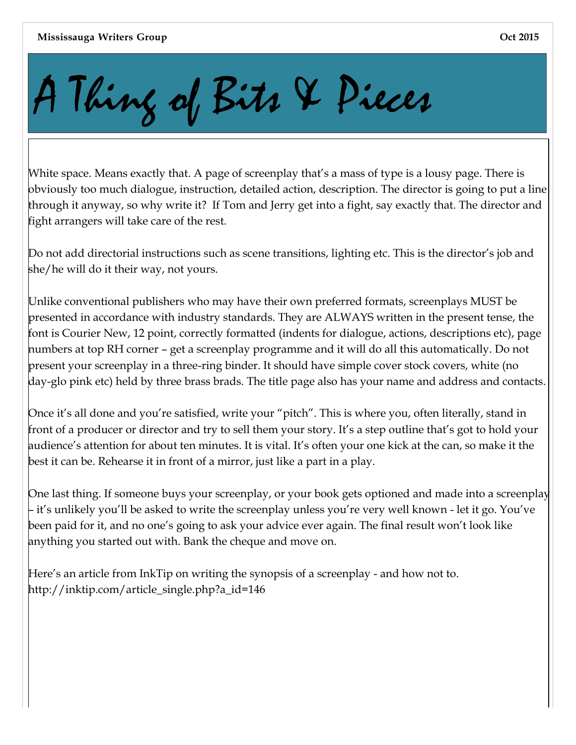# A Thing of Bits & Pieces

White space. Means exactly that. A page of screenplay that's a mass of type is a lousy page. There is obviously too much dialogue, instruction, detailed action, description. The director is going to put a line through it anyway, so why write it? If Tom and Jerry get into a fight, say exactly that. The director and fight arrangers will take care of the rest.

Do not add directorial instructions such as scene transitions, lighting etc. This is the director's job and she/he will do it their way, not yours.

Unlike conventional publishers who may have their own preferred formats, screenplays MUST be presented in accordance with industry standards. They are ALWAYS written in the present tense, the font is Courier New, 12 point, correctly formatted (indents for dialogue, actions, descriptions etc), page numbers at top RH corner – get a screenplay programme and it will do all this automatically. Do not present your screenplay in a three-ring binder. It should have simple cover stock covers, white (no day-glo pink etc) held by three brass brads. The title page also has your name and address and contacts.

Once it's all done and you're satisfied, write your "pitch". This is where you, often literally, stand in front of a producer or director and try to sell them your story. It's a step outline that's got to hold your audience's attention for about ten minutes. It is vital. It's often your one kick at the can, so make it the best it can be. Rehearse it in front of a mirror, just like a part in a play.

One last thing. If someone buys your screenplay, or your book gets optioned and made into a screenplay – it's unlikely you'll be asked to write the screenplay unless you're very well known - let it go. You've been paid for it, and no one's going to ask your advice ever again. The final result won't look like anything you started out with. Bank the cheque and move on.

Here's an article from InkTip on writing the synopsis of a screenplay - and how not to.
http://inktip.com/article_single.php?a_id=146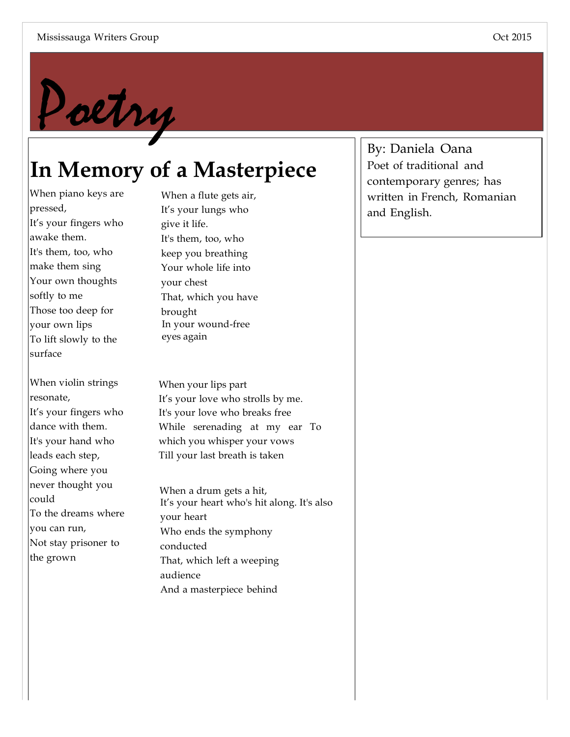# Poetry

## In Memory of a Masterpiece

When piano keys are pressed,
It's your fingers who awake them.
It's them, too, who make them sing
Your own thoughts softly to me
Those too deep for your own lips
To lift slowly to the surface

When violin strings resonate,
It's your fingers who dance with them.
It's your hand who leads each step,
Going where you never thought you could
To the dreams where you can run,
Not stay prisoner to the grown

When a flute gets air,
It's your lungs who give it life.
It's them, too, who keep you breathing
Your whole life into your chest
That, which you have brought
In your wound-free eyes again

When your lips part
It's your love who strolls by me.
It's your love who breaks free
While serenading at my ear To which you whisper your vows
Till your last breath is taken

When a drum gets a hit,
It's your heart who's hit along. It's also your heart
Who ends the symphony conducted
That, which left a weeping audience
And a masterpiece behind

By: Daniela Oana
Poet of traditional and contemporary genres; has written in French, Romanian and English.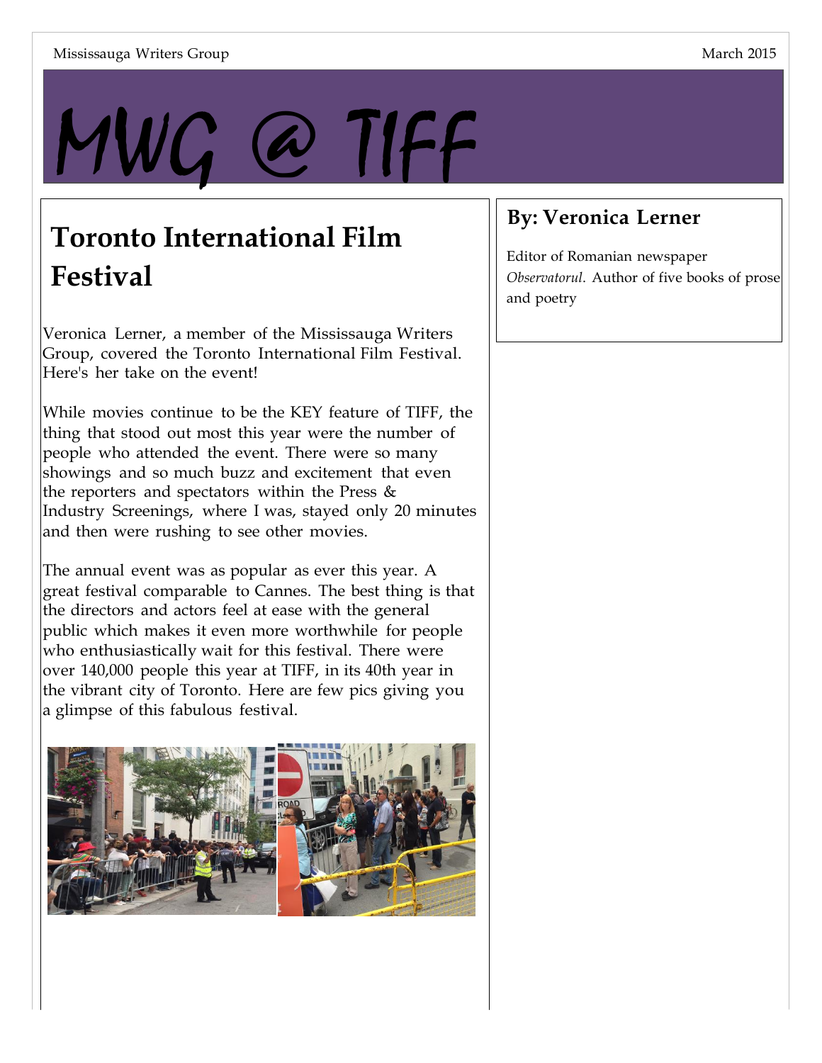# MWG @ TIFF

## Toronto International Film Festival

Veronica Lerner, a member of the Mississauga Writers Group, covered the Toronto International Film Festival. Here's her take on the event!

While movies continue to be the KEY feature of TIFF, the thing that stood out most this year were the number of people who attended the event. There were so many showings and so much buzz and excitement that even the reporters and spectators within the Press & Industry Screenings, where I was, stayed only 20 minutes and then were rushing to see other movies.

The annual event was as popular as ever this year. A great festival comparable to Cannes. The best thing is that the directors and actors feel at ease with the general public which makes it even more worthwhile for people who enthusiastically wait for this festival. There were over 140,000 people this year at TIFF, in its 40th year in the vibrant city of Toronto. Here are few pics giving you a glimpse of this fabulous festival.

### By: Veronica Lerner

Editor of Romanian newspaper *Observatorul*. Author of five books of prose and poetry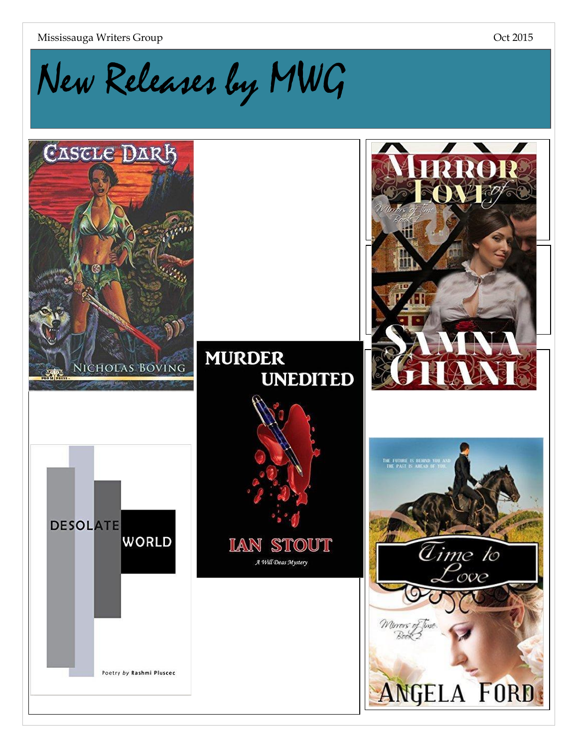# New Releases by MWG

CASTLE DARK
NICHOLAS BOVING

MIRROR of LOVE
Mirrors of Time Book 1
SAMNA GHANI

MURDER UNEDITED
IAN STOUT
*A Will Deas Mystery*

DESOLATE WORLD
Poetry *by* **Rashmi Pluscec**

THE FUTURE IS BEHIND YOU AND THE PAST IS AHEAD OF YOU.
Time to Love
Mirrors of Time Book 2
ANGELA FORD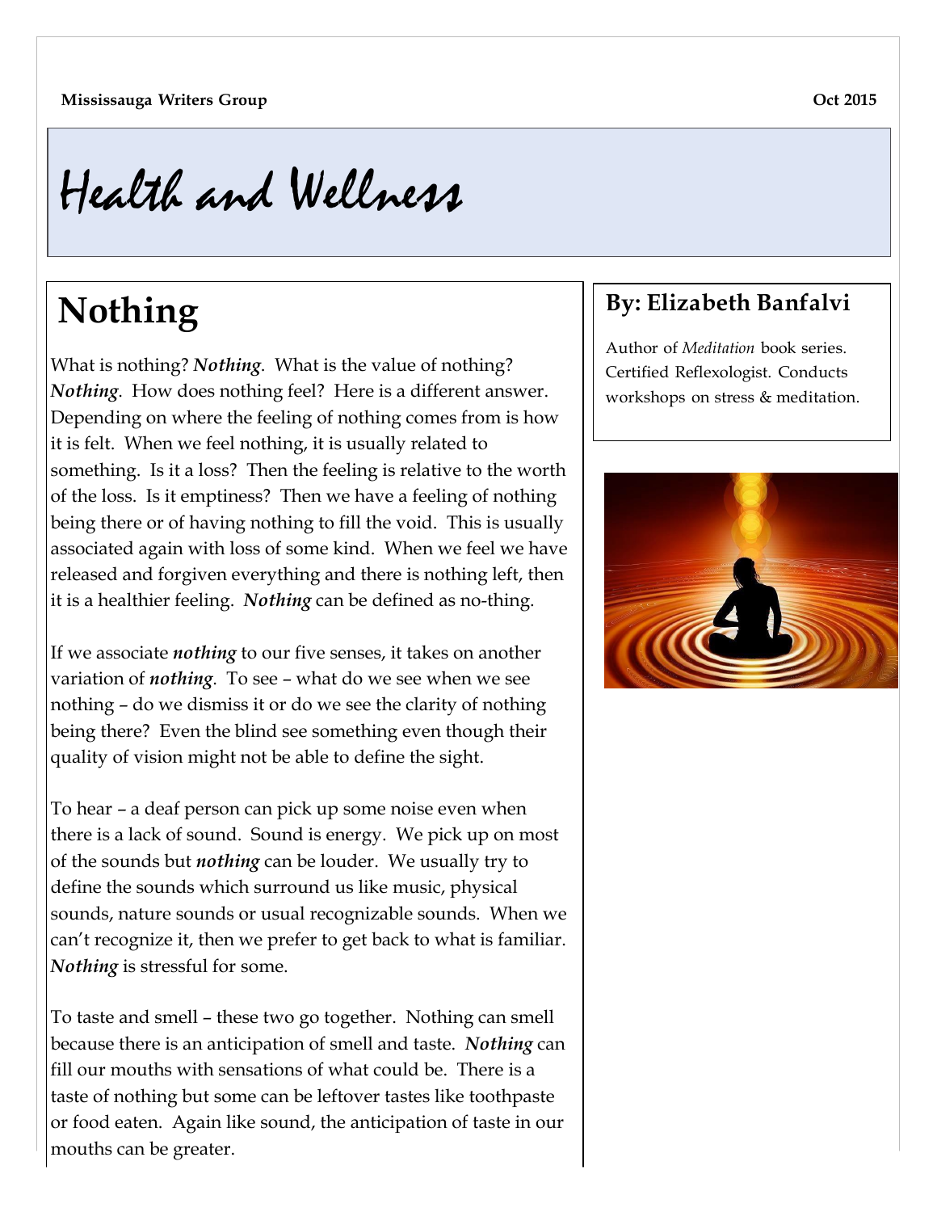# Health and Wellness

## Nothing

### By: Elizabeth Banfalvi

Author of *Meditation* book series. Certified Reflexologist. Conducts workshops on stress & meditation.

What is nothing? ***Nothing***. What is the value of nothing? ***Nothing***. How does nothing feel? Here is a different answer. Depending on where the feeling of nothing comes from is how it is felt. When we feel nothing, it is usually related to something. Is it a loss? Then the feeling is relative to the worth of the loss. Is it emptiness? Then we have a feeling of nothing being there or of having nothing to fill the void. This is usually associated again with loss of some kind. When we feel we have released and forgiven everything and there is nothing left, then it is a healthier feeling. ***Nothing*** can be defined as no-thing.

If we associate ***nothing*** to our five senses, it takes on another variation of ***nothing***. To see – what do we see when we see nothing – do we dismiss it or do we see the clarity of nothing being there? Even the blind see something even though their quality of vision might not be able to define the sight.

To hear – a deaf person can pick up some noise even when there is a lack of sound. Sound is energy. We pick up on most of the sounds but ***nothing*** can be louder. We usually try to define the sounds which surround us like music, physical sounds, nature sounds or usual recognizable sounds. When we can't recognize it, then we prefer to get back to what is familiar. ***Nothing*** is stressful for some.

To taste and smell – these two go together. Nothing can smell because there is an anticipation of smell and taste. ***Nothing*** can fill our mouths with sensations of what could be. There is a taste of nothing but some can be leftover tastes like toothpaste or food eaten. Again like sound, the anticipation of taste in our mouths can be greater.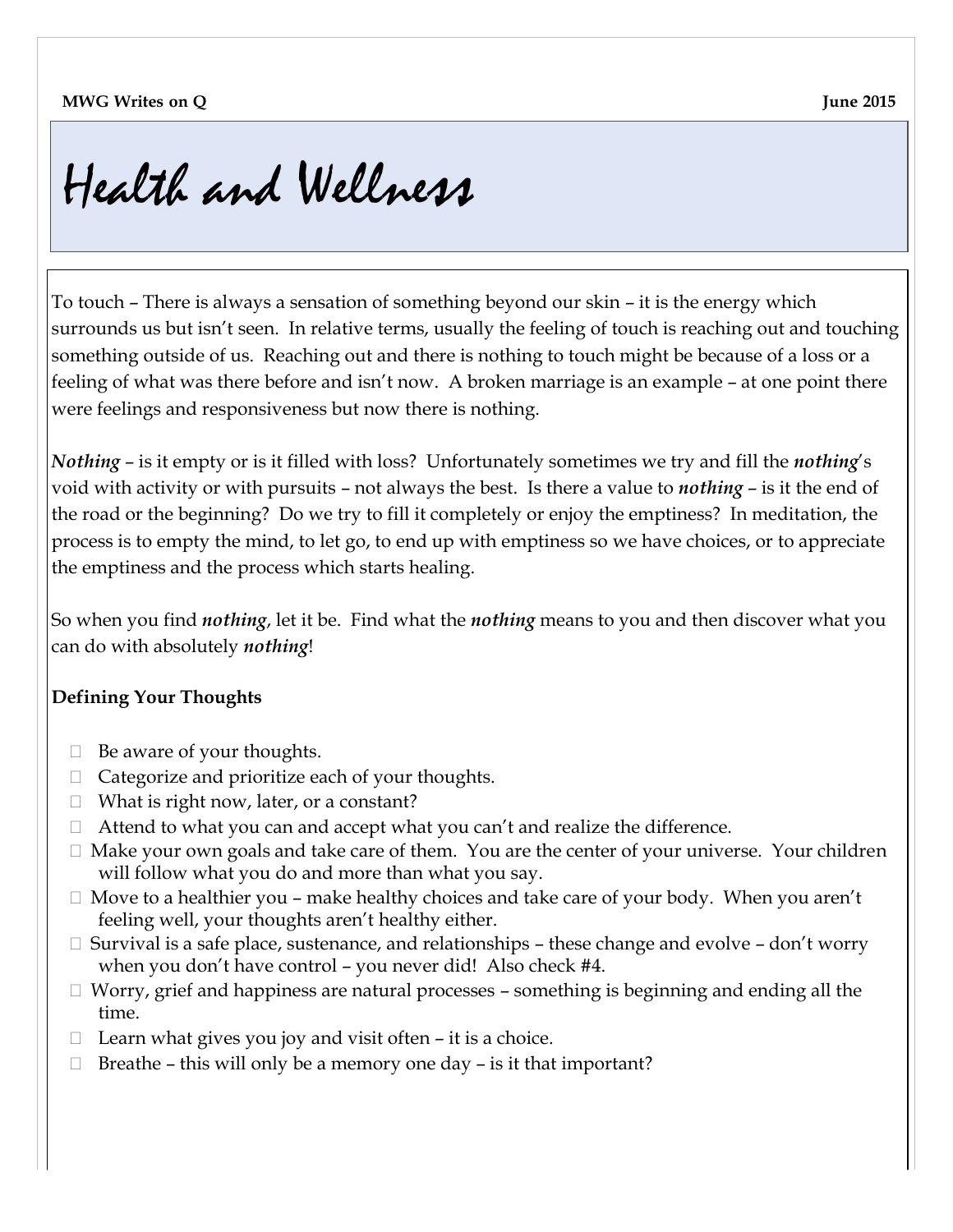# Health and Wellness

To touch – There is always a sensation of something beyond our skin – it is the energy which surrounds us but isn't seen. In relative terms, usually the feeling of touch is reaching out and touching something outside of us. Reaching out and there is nothing to touch might be because of a loss or a feeling of what was there before and isn't now. A broken marriage is an example – at one point there were feelings and responsiveness but now there is nothing.

***Nothing*** – is it empty or is it filled with loss? Unfortunately sometimes we try and fill the ***nothing***'s void with activity or with pursuits – not always the best. Is there a value to ***nothing*** – is it the end of the road or the beginning? Do we try to fill it completely or enjoy the emptiness? In meditation, the process is to empty the mind, to let go, to end up with emptiness so we have choices, or to appreciate the emptiness and the process which starts healing.

So when you find ***nothing***, let it be. Find what the ***nothing*** means to you and then discover what you can do with absolutely ***nothing***!

**Defining Your Thoughts**

- Be aware of your thoughts.
- Categorize and prioritize each of your thoughts.
- What is right now, later, or a constant?
- Attend to what you can and accept what you can't and realize the difference.
- Make your own goals and take care of them. You are the center of your universe. Your children will follow what you do and more than what you say.
- Move to a healthier you – make healthy choices and take care of your body. When you aren't feeling well, your thoughts aren't healthy either.
- Survival is a safe place, sustenance, and relationships – these change and evolve – don't worry when you don't have control – you never did! Also check #4.
- Worry, grief and happiness are natural processes – something is beginning and ending all the time.
- Learn what gives you joy and visit often – it is a choice.
- Breathe – this will only be a memory one day – is it that important?